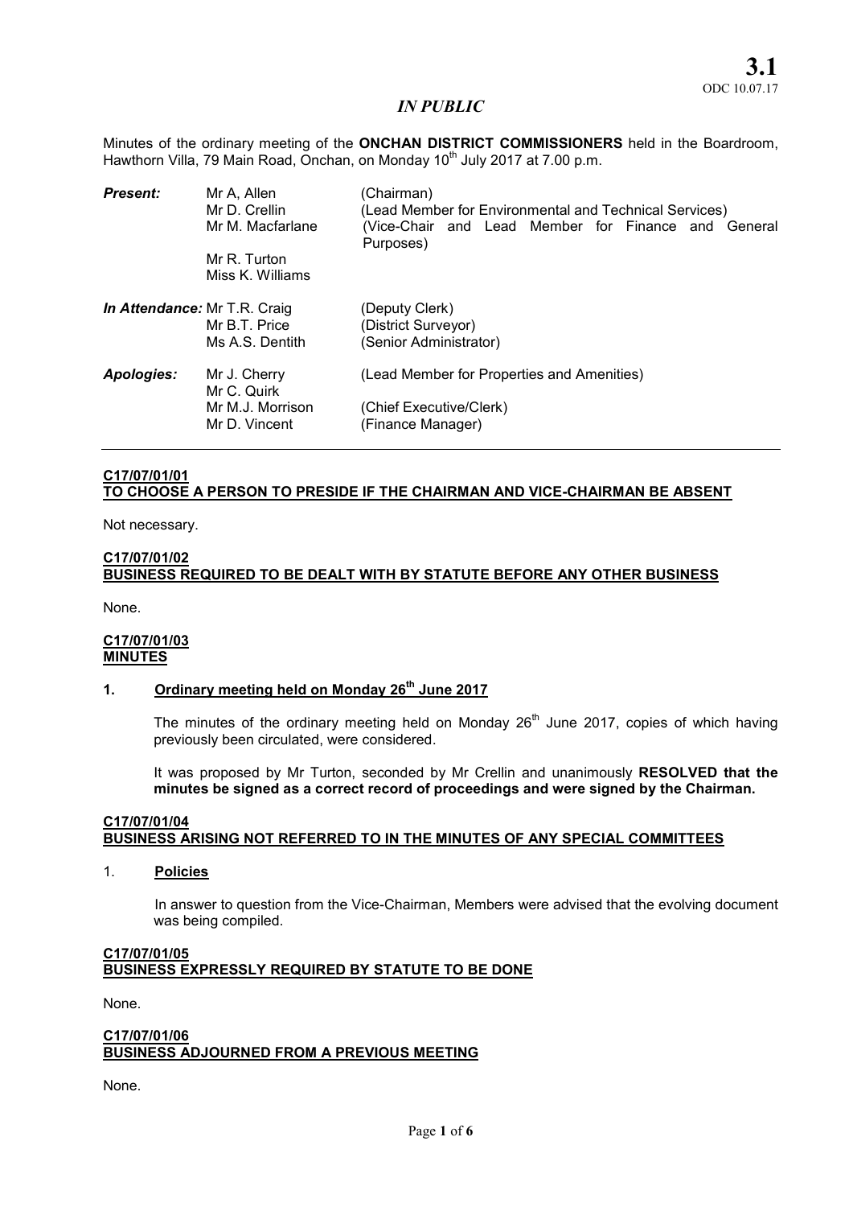**3.1**
ODC 10.07.17

*IN PUBLIC*

Minutes of the ordinary meeting of the **ONCHAN DISTRICT COMMISSIONERS** held in the Boardroom, Hawthorn Villa, 79 Main Road, Onchan, on Monday 10th July 2017 at 7.00 p.m.

| | | |
|---|---|---|
| ***Present:*** | Mr A, Allen | (Chairman) |
| | Mr D. Crellin | (Lead Member for Environmental and Technical Services) |
| | Mr M. Macfarlane | (Vice-Chair and Lead Member for Finance and General Purposes) |
| | Mr R. Turton | |
| | Miss K. Williams | |
| ***In Attendance:*** | Mr T.R. Craig | (Deputy Clerk) |
| | Mr B.T. Price | (District Surveyor) |
| | Ms A.S. Dentith | (Senior Administrator) |
| ***Apologies:*** | Mr J. Cherry | (Lead Member for Properties and Amenities) |
| | Mr C. Quirk | |
| | Mr M.J. Morrison | (Chief Executive/Clerk) |
| | Mr D. Vincent | (Finance Manager) |

**C17/07/01/01**
**TO CHOOSE A PERSON TO PRESIDE IF THE CHAIRMAN AND VICE-CHAIRMAN BE ABSENT**

Not necessary.

**C17/07/01/02**
**BUSINESS REQUIRED TO BE DEALT WITH BY STATUTE BEFORE ANY OTHER BUSINESS**

None.

**C17/07/01/03**
**MINUTES**

**1. Ordinary meeting held on Monday 26th June 2017**

The minutes of the ordinary meeting held on Monday 26th June 2017, copies of which having previously been circulated, were considered.

It was proposed by Mr Turton, seconded by Mr Crellin and unanimously **RESOLVED that the minutes be signed as a correct record of proceedings and were signed by the Chairman.**

**C17/07/01/04**
**BUSINESS ARISING NOT REFERRED TO IN THE MINUTES OF ANY SPECIAL COMMITTEES**

1. **Policies**

In answer to question from the Vice-Chairman, Members were advised that the evolving document was being compiled.

**C17/07/01/05**
**BUSINESS EXPRESSLY REQUIRED BY STATUTE TO BE DONE**

None.

**C17/07/01/06**
**BUSINESS ADJOURNED FROM A PREVIOUS MEETING**

None.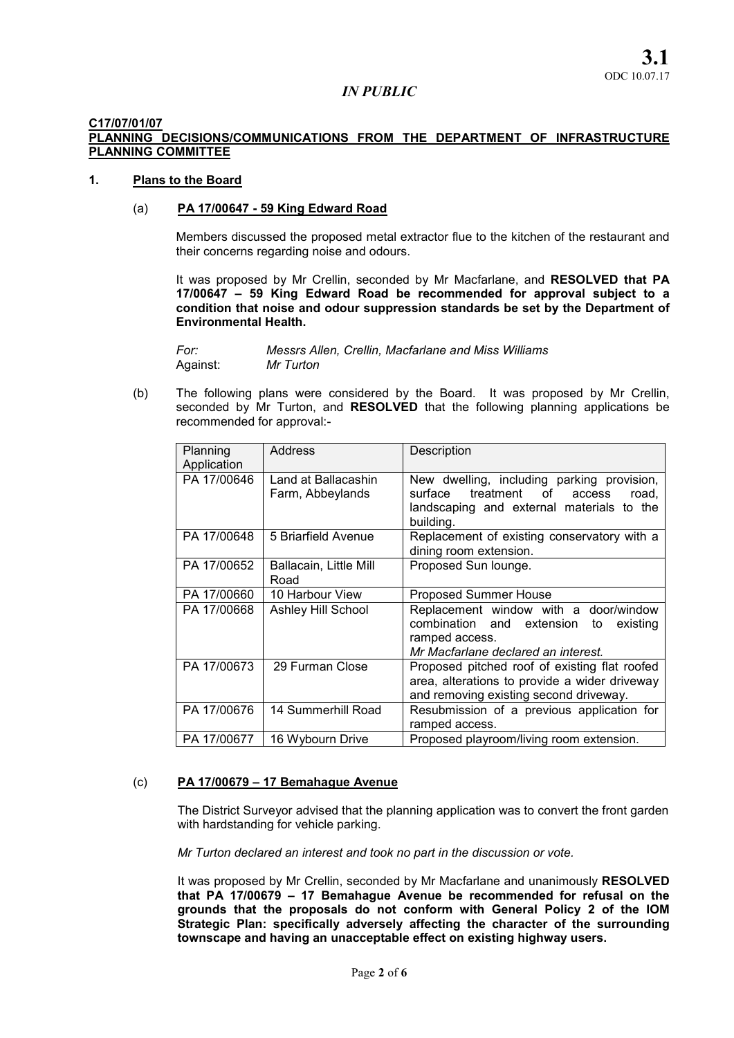**3.1**
ODC 10.07.17

*IN PUBLIC*

**C17/07/01/07**
**PLANNING DECISIONS/COMMUNICATIONS FROM THE DEPARTMENT OF INFRASTRUCTURE PLANNING COMMITTEE**

## 1. Plans to the Board

### (a) PA 17/00647 - 59 King Edward Road

Members discussed the proposed metal extractor flue to the kitchen of the restaurant and their concerns regarding noise and odours.

It was proposed by Mr Crellin, seconded by Mr Macfarlane, and **RESOLVED that PA 17/00647 – 59 King Edward Road be recommended for approval subject to a condition that noise and odour suppression standards be set by the Department of Environmental Health.**

*For:* *Messrs Allen, Crellin, Macfarlane and Miss Williams*
Against: *Mr Turton*

(b) The following plans were considered by the Board. It was proposed by Mr Crellin, seconded by Mr Turton, and **RESOLVED** that the following planning applications be recommended for approval:-

| Planning Application | Address | Description |
|---|---|---|
| PA 17/00646 | Land at Ballacashin Farm, Abbeylands | New dwelling, including parking provision, surface treatment of access road, landscaping and external materials to the building. |
| PA 17/00648 | 5 Briarfield Avenue | Replacement of existing conservatory with a dining room extension. |
| PA 17/00652 | Ballacain, Little Mill Road | Proposed Sun lounge. |
| PA 17/00660 | 10 Harbour View | Proposed Summer House |
| PA 17/00668 | Ashley Hill School | Replacement window with a door/window combination and extension to existing ramped access. *Mr Macfarlane declared an interest.* |
| PA 17/00673 | 29 Furman Close | Proposed pitched roof of existing flat roofed area, alterations to provide a wider driveway and removing existing second driveway. |
| PA 17/00676 | 14 Summerhill Road | Resubmission of a previous application for ramped access. |
| PA 17/00677 | 16 Wybourn Drive | Proposed playroom/living room extension. |

### (c) PA 17/00679 – 17 Bemahague Avenue

The District Surveyor advised that the planning application was to convert the front garden with hardstanding for vehicle parking.

*Mr Turton declared an interest and took no part in the discussion or vote.*

It was proposed by Mr Crellin, seconded by Mr Macfarlane and unanimously **RESOLVED that PA 17/00679 – 17 Bemahague Avenue be recommended for refusal on the grounds that the proposals do not conform with General Policy 2 of the IOM Strategic Plan: specifically adversely affecting the character of the surrounding townscape and having an unacceptable effect on existing highway users.**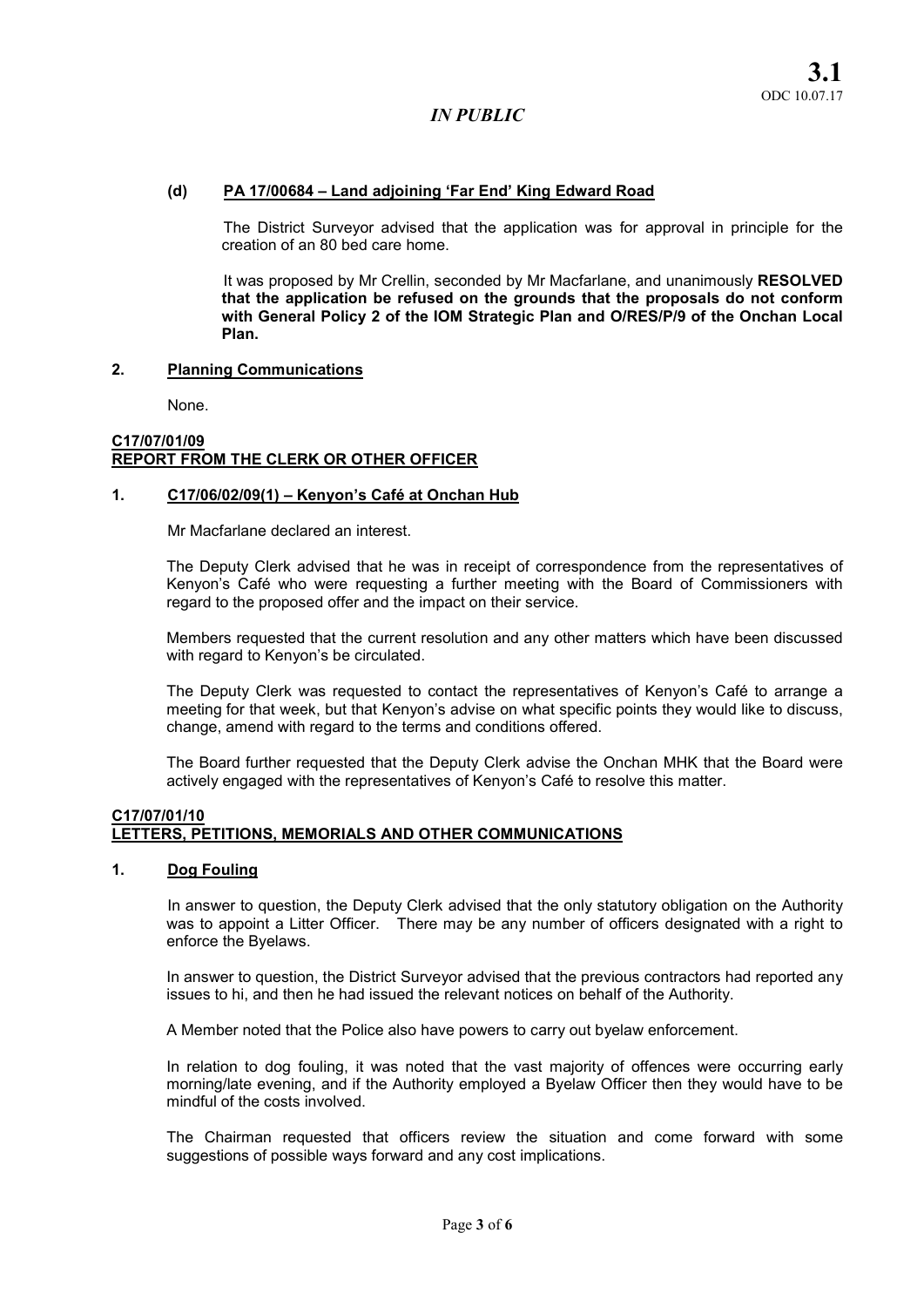**(d) PA 17/00684 – Land adjoining 'Far End' King Edward Road**

The District Surveyor advised that the application was for approval in principle for the creation of an 80 bed care home.

It was proposed by Mr Crellin, seconded by Mr Macfarlane, and unanimously **RESOLVED that the application be refused on the grounds that the proposals do not conform with General Policy 2 of the IOM Strategic Plan and O/RES/P/9 of the Onchan Local Plan.**

**2. Planning Communications**

None.

**C17/07/01/09**
**REPORT FROM THE CLERK OR OTHER OFFICER**

**1. C17/06/02/09(1) – Kenyon's Café at Onchan Hub**

Mr Macfarlane declared an interest.

The Deputy Clerk advised that he was in receipt of correspondence from the representatives of Kenyon's Café who were requesting a further meeting with the Board of Commissioners with regard to the proposed offer and the impact on their service.

Members requested that the current resolution and any other matters which have been discussed with regard to Kenyon's be circulated.

The Deputy Clerk was requested to contact the representatives of Kenyon's Café to arrange a meeting for that week, but that Kenyon's advise on what specific points they would like to discuss, change, amend with regard to the terms and conditions offered.

The Board further requested that the Deputy Clerk advise the Onchan MHK that the Board were actively engaged with the representatives of Kenyon's Café to resolve this matter.

**C17/07/01/10**
**LETTERS, PETITIONS, MEMORIALS AND OTHER COMMUNICATIONS**

**1. Dog Fouling**

In answer to question, the Deputy Clerk advised that the only statutory obligation on the Authority was to appoint a Litter Officer. There may be any number of officers designated with a right to enforce the Byelaws.

In answer to question, the District Surveyor advised that the previous contractors had reported any issues to hi, and then he had issued the relevant notices on behalf of the Authority.

A Member noted that the Police also have powers to carry out byelaw enforcement.

In relation to dog fouling, it was noted that the vast majority of offences were occurring early morning/late evening, and if the Authority employed a Byelaw Officer then they would have to be mindful of the costs involved.

The Chairman requested that officers review the situation and come forward with some suggestions of possible ways forward and any cost implications.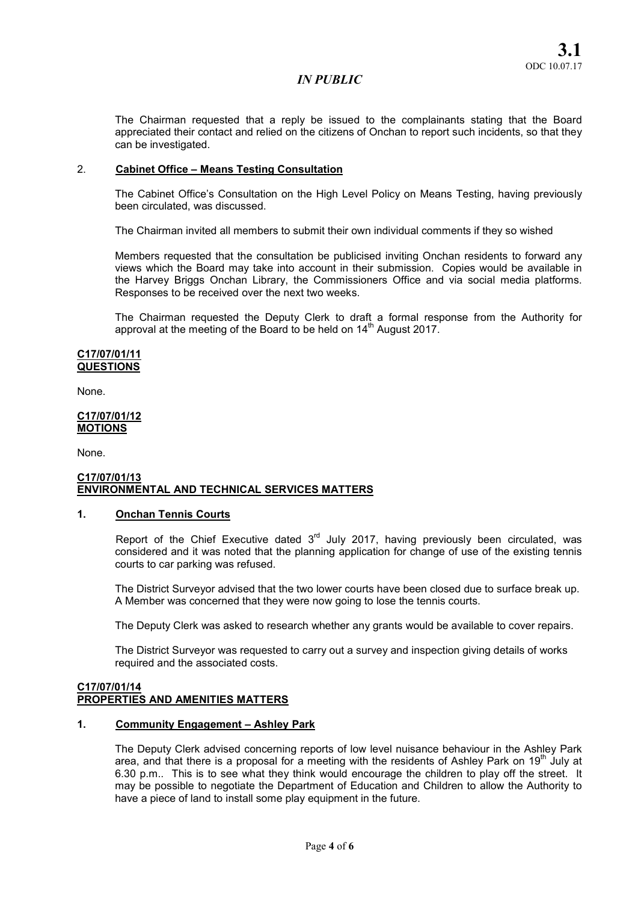*IN PUBLIC*

The Chairman requested that a reply be issued to the complainants stating that the Board appreciated their contact and relied on the citizens of Onchan to report such incidents, so that they can be investigated.

2. **Cabinet Office – Means Testing Consultation**

The Cabinet Office's Consultation on the High Level Policy on Means Testing, having previously been circulated, was discussed.

The Chairman invited all members to submit their own individual comments if they so wished

Members requested that the consultation be publicised inviting Onchan residents to forward any views which the Board may take into account in their submission. Copies would be available in the Harvey Briggs Onchan Library, the Commissioners Office and via social media platforms. Responses to be received over the next two weeks.

The Chairman requested the Deputy Clerk to draft a formal response from the Authority for approval at the meeting of the Board to be held on 14th August 2017.

**C17/07/01/11**
**QUESTIONS**

None.

**C17/07/01/12**
**MOTIONS**

None.

**C17/07/01/13**
**ENVIRONMENTAL AND TECHNICAL SERVICES MATTERS**

**1. Onchan Tennis Courts**

Report of the Chief Executive dated 3rd July 2017, having previously been circulated, was considered and it was noted that the planning application for change of use of the existing tennis courts to car parking was refused.

The District Surveyor advised that the two lower courts have been closed due to surface break up. A Member was concerned that they were now going to lose the tennis courts.

The Deputy Clerk was asked to research whether any grants would be available to cover repairs.

The District Surveyor was requested to carry out a survey and inspection giving details of works required and the associated costs.

**C17/07/01/14**
**PROPERTIES AND AMENITIES MATTERS**

**1. Community Engagement – Ashley Park**

The Deputy Clerk advised concerning reports of low level nuisance behaviour in the Ashley Park area, and that there is a proposal for a meeting with the residents of Ashley Park on 19th July at 6.30 p.m.. This is to see what they think would encourage the children to play off the street. It may be possible to negotiate the Department of Education and Children to allow the Authority to have a piece of land to install some play equipment in the future.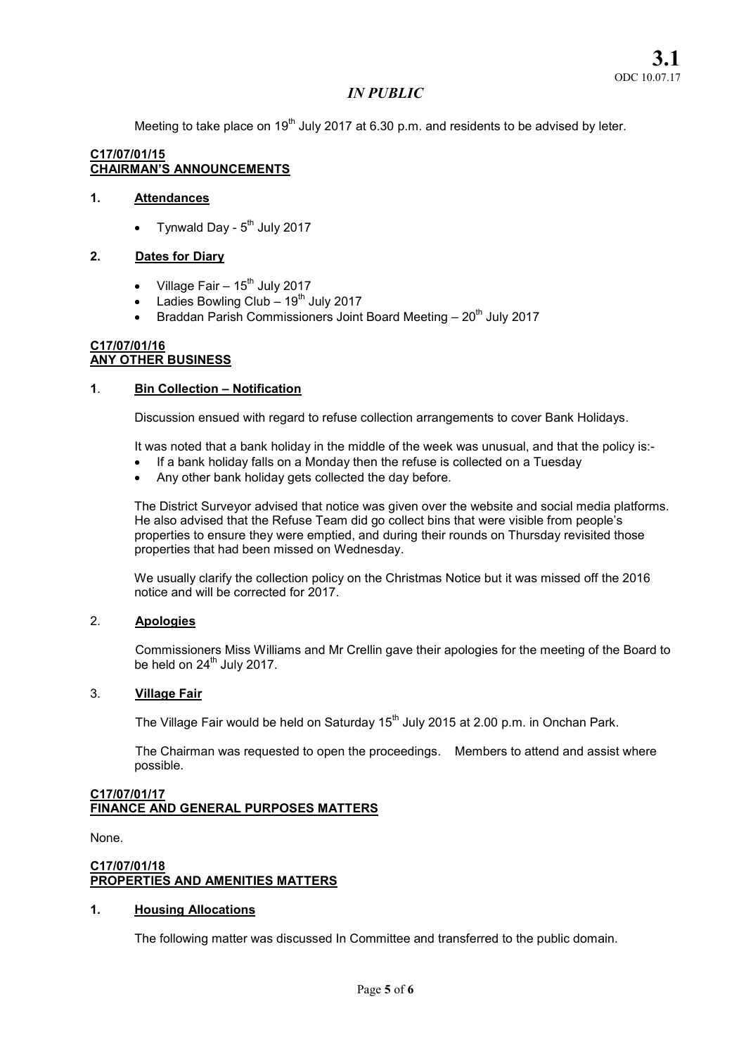## *IN PUBLIC*

Meeting to take place on 19th July 2017 at 6.30 p.m. and residents to be advised by leter.

**C17/07/01/15**
**CHAIRMAN'S ANNOUNCEMENTS**

### 1. Attendances

- Tynwald Day - 5th July 2017

### 2. Dates for Diary

- Village Fair – 15th July 2017
- Ladies Bowling Club – 19th July 2017
- Braddan Parish Commissioners Joint Board Meeting – 20th July 2017

**C17/07/01/16**
**ANY OTHER BUSINESS**

### 1. Bin Collection – Notification

Discussion ensued with regard to refuse collection arrangements to cover Bank Holidays.

It was noted that a bank holiday in the middle of the week was unusual, and that the policy is:-

- If a bank holiday falls on a Monday then the refuse is collected on a Tuesday
- Any other bank holiday gets collected the day before.

The District Surveyor advised that notice was given over the website and social media platforms. He also advised that the Refuse Team did go collect bins that were visible from people's properties to ensure they were emptied, and during their rounds on Thursday revisited those properties that had been missed on Wednesday.

We usually clarify the collection policy on the Christmas Notice but it was missed off the 2016 notice and will be corrected for 2017.

### 2. Apologies

Commissioners Miss Williams and Mr Crellin gave their apologies for the meeting of the Board to be held on 24th July 2017.

### 3. Village Fair

The Village Fair would be held on Saturday 15th July 2015 at 2.00 p.m. in Onchan Park.

The Chairman was requested to open the proceedings. Members to attend and assist where possible.

**C17/07/01/17**
**FINANCE AND GENERAL PURPOSES MATTERS**

None.

**C17/07/01/18**
**PROPERTIES AND AMENITIES MATTERS**

### 1. Housing Allocations

The following matter was discussed In Committee and transferred to the public domain.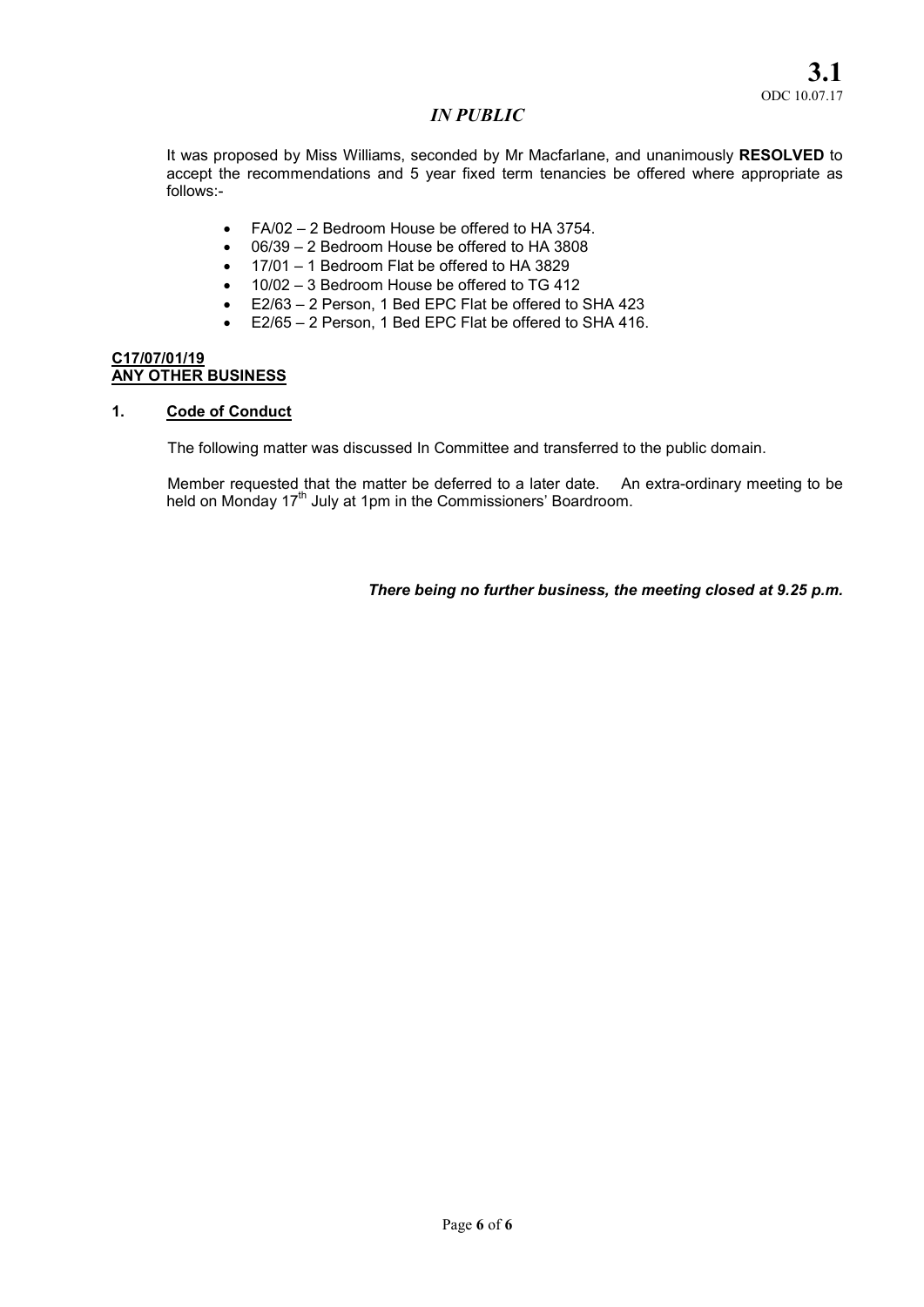*IN PUBLIC*

It was proposed by Miss Williams, seconded by Mr Macfarlane, and unanimously **RESOLVED** to accept the recommendations and 5 year fixed term tenancies be offered where appropriate as follows:-

- FA/02 – 2 Bedroom House be offered to HA 3754.
- 06/39 – 2 Bedroom House be offered to HA 3808
- 17/01 – 1 Bedroom Flat be offered to HA 3829
- 10/02 – 3 Bedroom House be offered to TG 412
- E2/63 – 2 Person, 1 Bed EPC Flat be offered to SHA 423
- E2/65 – 2 Person, 1 Bed EPC Flat be offered to SHA 416.

**C17/07/01/19**
**ANY OTHER BUSINESS**

**1. Code of Conduct**

The following matter was discussed In Committee and transferred to the public domain.

Member requested that the matter be deferred to a later date. An extra-ordinary meeting to be held on Monday 17th July at 1pm in the Commissioners' Boardroom.

***There being no further business, the meeting closed at 9.25 p.m.***